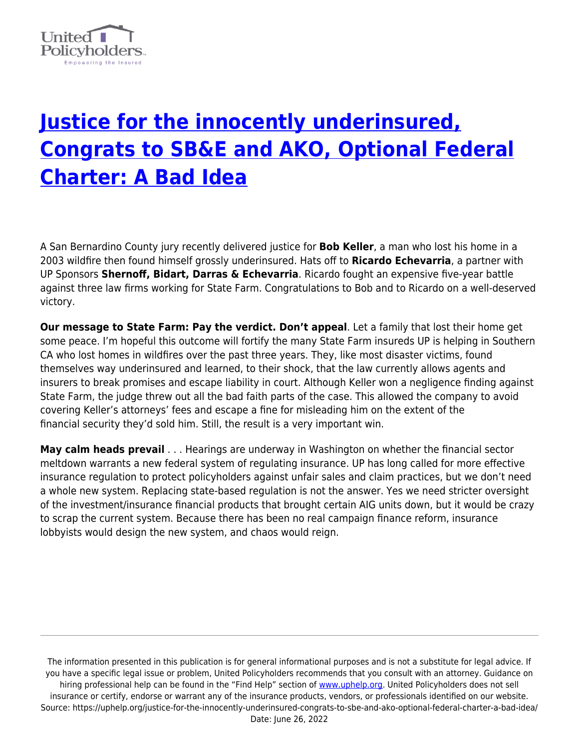# Justice for the innocently underinsured, Congrats to SB&E and AKO, Optional Federal Charter: A Bad Idea

A San Bernardino County jury recently delivered justice for **Bob Keller**, a man who lost his home in a 2003 wildfire then found himself grossly underinsured. Hats off to **Ricardo Echevarria**, a partner with UP Sponsors **Shernoff, Bidart, Darras & Echevarria**. Ricardo fought an expensive five-year battle against three law firms working for State Farm. Congratulations to Bob and to Ricardo on a well-deserved victory.

**Our message to State Farm: Pay the verdict. Don't appeal**. Let a family that lost their home get some peace. I'm hopeful this outcome will fortify the many State Farm insureds UP is helping in Southern CA who lost homes in wildfires over the past three years. They, like most disaster victims, found themselves way underinsured and learned, to their shock, that the law currently allows agents and insurers to break promises and escape liability in court. Although Keller won a negligence finding against State Farm, the judge threw out all the bad faith parts of the case. This allowed the company to avoid covering Keller's attorneys' fees and escape a fine for misleading him on the extent of the financial security they'd sold him. Still, the result is a very important win.

**May calm heads prevail** . . . Hearings are underway in Washington on whether the financial sector meltdown warrants a new federal system of regulating insurance. UP has long called for more effective insurance regulation to protect policyholders against unfair sales and claim practices, but we don't need a whole new system. Replacing state-based regulation is not the answer. Yes we need stricter oversight of the investment/insurance financial products that brought certain AIG units down, but it would be crazy to scrap the current system. Because there has been no real campaign finance reform, insurance lobbyists would design the new system, and chaos would reign.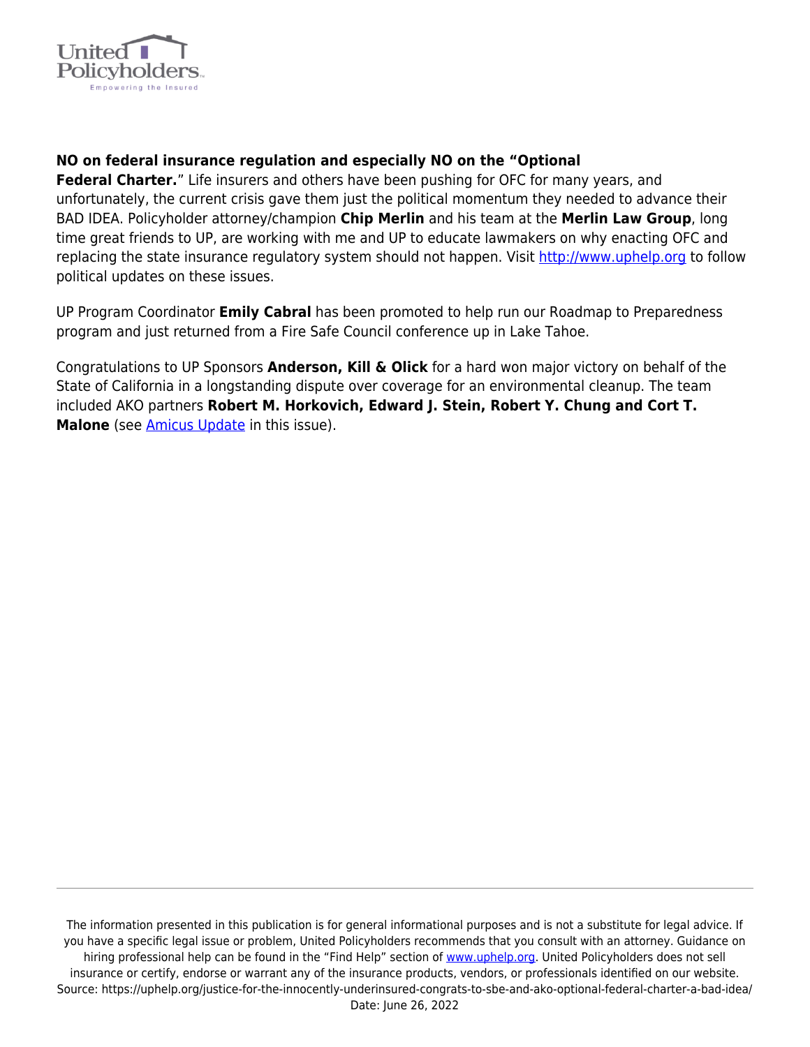**NO on federal insurance regulation and especially NO on the "Optional Federal Charter."** Life insurers and others have been pushing for OFC for many years, and unfortunately, the current crisis gave them just the political momentum they needed to advance their BAD IDEA. Policyholder attorney/champion **Chip Merlin** and his team at the **Merlin Law Group**, long time great friends to UP, are working with me and UP to educate lawmakers on why enacting OFC and replacing the state insurance regulatory system should not happen. Visit [http://www.uphelp.org](http://www.uphelp.org) to follow political updates on these issues.

UP Program Coordinator **Emily Cabral** has been promoted to help run our Roadmap to Preparedness program and just returned from a Fire Safe Council conference up in Lake Tahoe.

Congratulations to UP Sponsors **Anderson, Kill & Olick** for a hard won major victory on behalf of the State of California in a longstanding dispute over coverage for an environmental cleanup. The team included AKO partners **Robert M. Horkovich, Edward J. Stein, Robert Y. Chung and Cort T. Malone** (see Amicus Update in this issue).

The information presented in this publication is for general informational purposes and is not a substitute for legal advice. If you have a specific legal issue or problem, United Policyholders recommends that you consult with an attorney. Guidance on hiring professional help can be found in the "Find Help" section of [www.uphelp.org](http://www.uphelp.org). United Policyholders does not sell insurance or certify, endorse or warrant any of the insurance products, vendors, or professionals identified on our website.
Source: https://uphelp.org/justice-for-the-innocently-underinsured-congrats-to-sbe-and-ako-optional-federal-charter-a-bad-idea/
Date: June 26, 2022